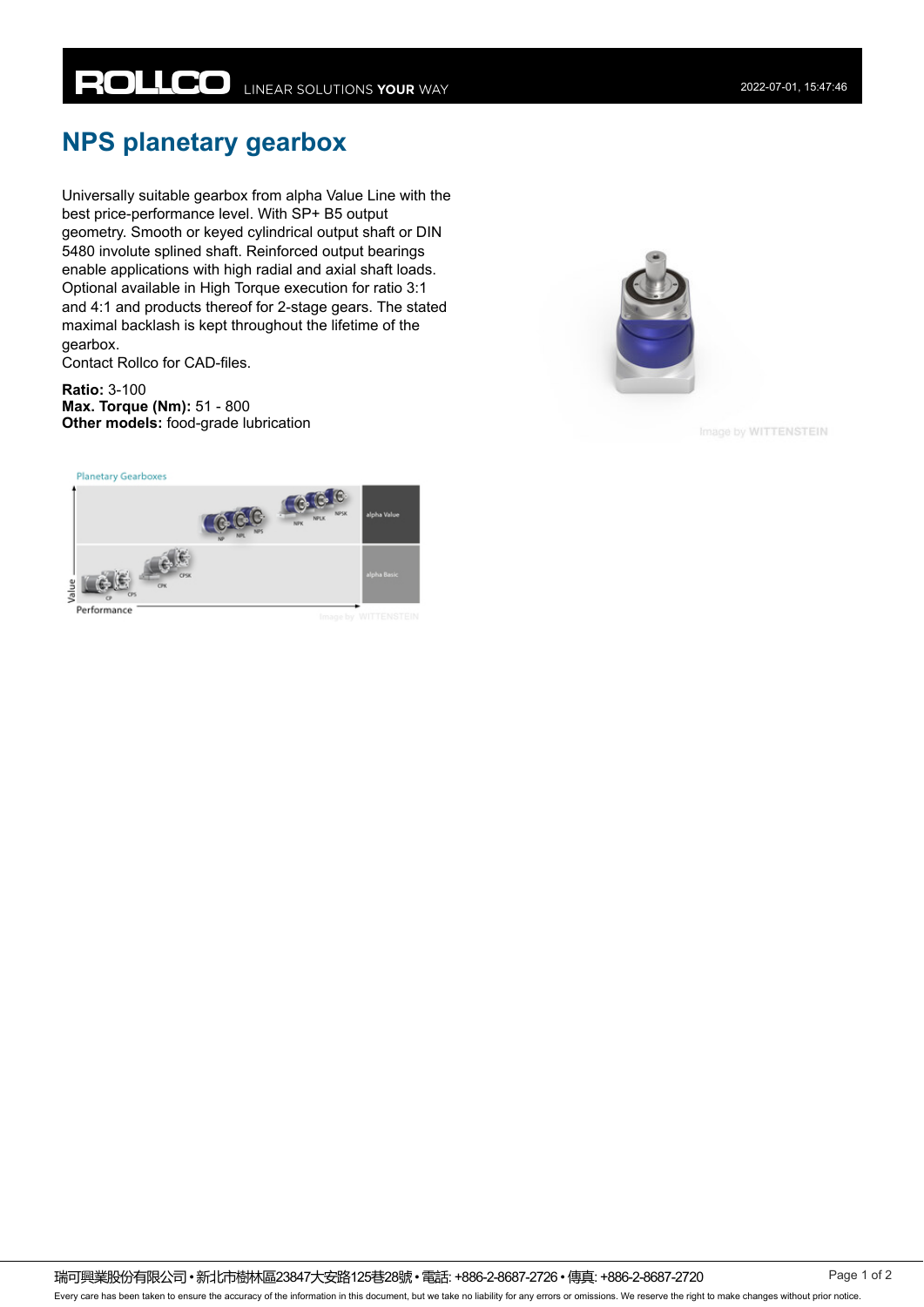# NPS planetary gearbox

Universally suitable gearbox from alpha Value Line with the best price-performance level. With SP+ B5 output geometry. Smooth or keyed cylindrical output shaft or DIN 5480 involute splined shaft. Reinforced output bearings enable applications with high radial and axial shaft loads. Optional available in High Torque execution for ratio 3:1 and 4:1 and products thereof for 2-stage gears. The stated maximal backlash is kept throughout the lifetime of the gearbox.
Contact Rollco for CAD-files.

**Ratio:** 3-100
**Max. Torque (Nm):** 51 - 800
**Other models:** food-grade lubrication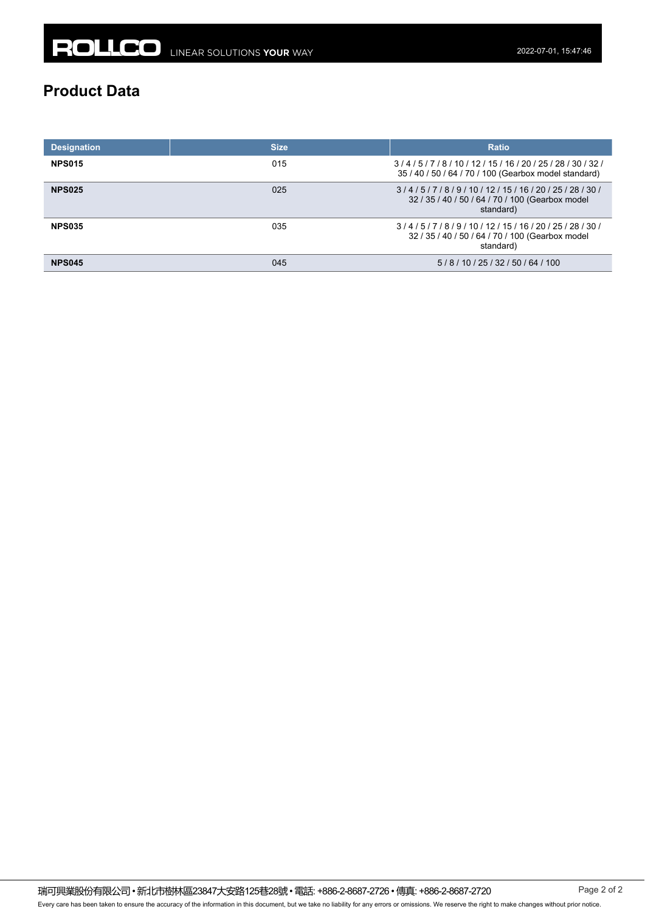## Product Data

| Designation | Size | Ratio |
|---|---|---|
| **NPS015** | 015 | 3 / 4 / 5 / 7 / 8 / 10 / 12 / 15 / 16 / 20 / 25 / 28 / 30 / 32 / 35 / 40 / 50 / 64 / 70 / 100 (Gearbox model standard) |
| **NPS025** | 025 | 3 / 4 / 5 / 7 / 8 / 9 / 10 / 12 / 15 / 16 / 20 / 25 / 28 / 30 / 32 / 35 / 40 / 50 / 64 / 70 / 100 (Gearbox model standard) |
| **NPS035** | 035 | 3 / 4 / 5 / 7 / 8 / 9 / 10 / 12 / 15 / 16 / 20 / 25 / 28 / 30 / 32 / 35 / 40 / 50 / 64 / 70 / 100 (Gearbox model standard) |
| **NPS045** | 045 | 5 / 8 / 10 / 25 / 32 / 50 / 64 / 100 |

瑞可興業股份有限公司 • 新北市樹林區23847大安路125巷28號 • 電話: +886-2-8687-2726 • 傳真: +886-2-8687-2720

Every care has been taken to ensure the accuracy of the information in this document, but we take no liability for any errors or omissions. We reserve the right to make changes without prior notice.